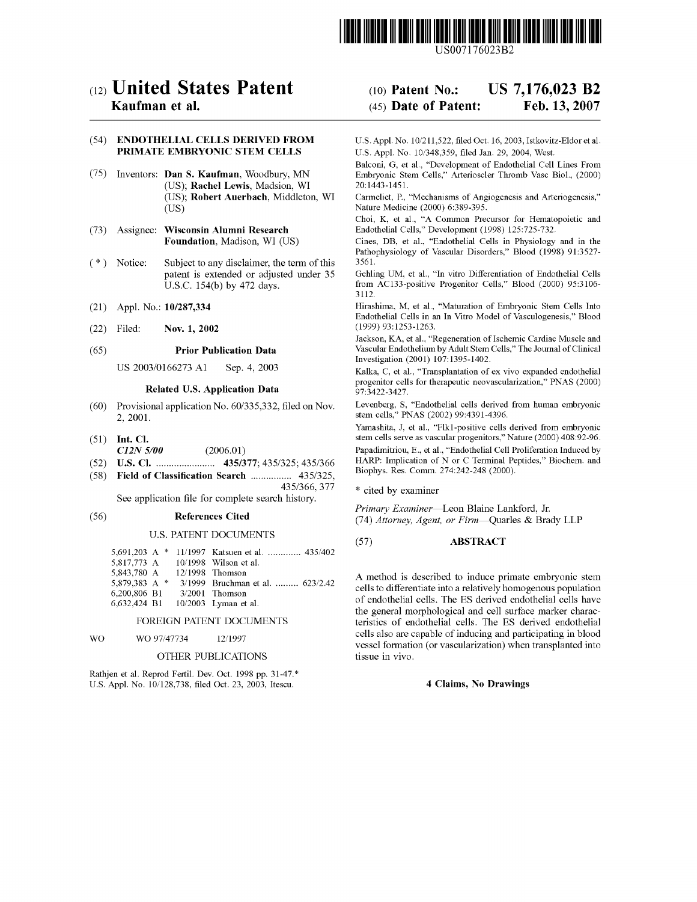US007176023B2

# (12) United States Patent
**Kaufman et al.**

(10) **Patent No.: US 7,176,023 B2**

(45) **Date of Patent: Feb. 13, 2007**

(54) **ENDOTHELIAL CELLS DERIVED FROM PRIMATE EMBRYONIC STEM CELLS**

(75) Inventors: **Dan S. Kaufman**, Woodbury, MN (US); **Rachel Lewis**, Madsion, WI (US); **Robert Auerbach**, Middleton, WI (US)

(73) Assignee: **Wisconsin Alumni Research Foundation**, Madison, WI (US)

( * ) Notice: Subject to any disclaimer, the term of this patent is extended or adjusted under 35 U.S.C. 154(b) by 472 days.

(21) Appl. No.: **10/287,334**

(22) Filed: **Nov. 1, 2002**

(65) **Prior Publication Data**

US 2003/0166273 A1 Sep. 4, 2003

**Related U.S. Application Data**

(60) Provisional application No. 60/335,332, filed on Nov. 2, 2001.

(51) **Int. Cl.**
*C12N 5/00* (2006.01)

(52) **U.S. Cl.** ....................... **435/377**; 435/325; 435/366

(58) **Field of Classification Search** ................ 435/325, 435/366, 377

See application file for complete search history.

(56) **References Cited**

U.S. PATENT DOCUMENTS

| | | |
|---|---|---|
| 5,691,203 A * | 11/1997 | Katsuen et al. ............. 435/402 |
| 5,817,773 A | 10/1998 | Wilson et al. |
| 5,843,780 A | 12/1998 | Thomson |
| 5,879,383 A * | 3/1999 | Bruchman et al. ......... 623/2.42 |
| 6,200,806 B1 | 3/2001 | Thomson |
| 6,632,424 B1 | 10/2003 | Lyman et al. |

FOREIGN PATENT DOCUMENTS

WO WO 97/47734 12/1997

OTHER PUBLICATIONS

Rathjen et al. Reprod Fertil. Dev. Oct. 1998 pp. 31-47.*

U.S. Appl. No. 10/128,738, filed Oct. 23, 2003, Itescu.

U.S. Appl. No. 10/211,522, filed Oct. 16, 2003, Istkovitz-Eldor et al.

U.S. Appl. No. 10/348,359, filed Jan. 29, 2004, West.

Balconi, G, et al., "Development of Endothelial Cell Lines From Embryonic Stem Cells," Arterioscler Thromb Vasc Biol., (2000) 20:1443-1451.

Carmeliet, P., "Mechanisms of Angiogenesis and Arteriogenesis," Nature Medicine (2000) 6:389-395.

Choi, K, et al., "A Common Precursor for Hematopoietic and Endothelial Cells," Development (1998) 125:725-732.

Cines, DB, et al., "Endothelial Cells in Physiology and in the Pathophysiology of Vascular Disorders," Blood (1998) 91:3527-3561.

Gehling UM, et al., "In vitro Differentiation of Endothelial Cells from AC133-positive Progenitor Cells," Blood (2000) 95:3106-3112.

Hirashima, M, et al., "Maturation of Embryonic Stem Cells Into Endothelial Cells in an In Vitro Model of Vasculogenesis," Blood (1999) 93:1253-1263.

Jackson, KA, et al., "Regeneration of Ischemic Cardiac Muscle and Vascular Endothelium by Adult Stem Cells," The Journal of Clinical Investigation (2001) 107:1395-1402.

Kalka, C, et al., "Transplantation of ex vivo expanded endothelial progenitor cells for therapeutic neovascularization," PNAS (2000) 97:3422-3427.

Levenberg, S, "Endothelial cells derived from human embryonic stem cells," PNAS (2002) 99:4391-4396.

Yamashita, J, et al., "Flk1-positive cells derived from embryonic stem cells serve as vascular progenitors," Nature (2000) 408:92-96.

Papadimitriou, E., et al., "Endothelial Cell Proliferation Induced by HARP: Implication of N or C Terminal Peptides," Biochem. and Biophys. Res. Comm. 274:242-248 (2000).

\* cited by examiner

*Primary Examiner*—Leon Blaine Lankford, Jr.

(74) *Attorney, Agent, or Firm*—Quarles & Brady LLP

(57) **ABSTRACT**

A method is described to induce primate embryonic stem cells to differentiate into a relatively homogenous population of endothelial cells. The ES derived endothelial cells have the general morphological and cell surface marker characteristics of endothelial cells. The ES derived endothelial cells also are capable of inducing and participating in blood vessel formation (or vascularization) when transplanted into tissue in vivo.

**4 Claims, No Drawings**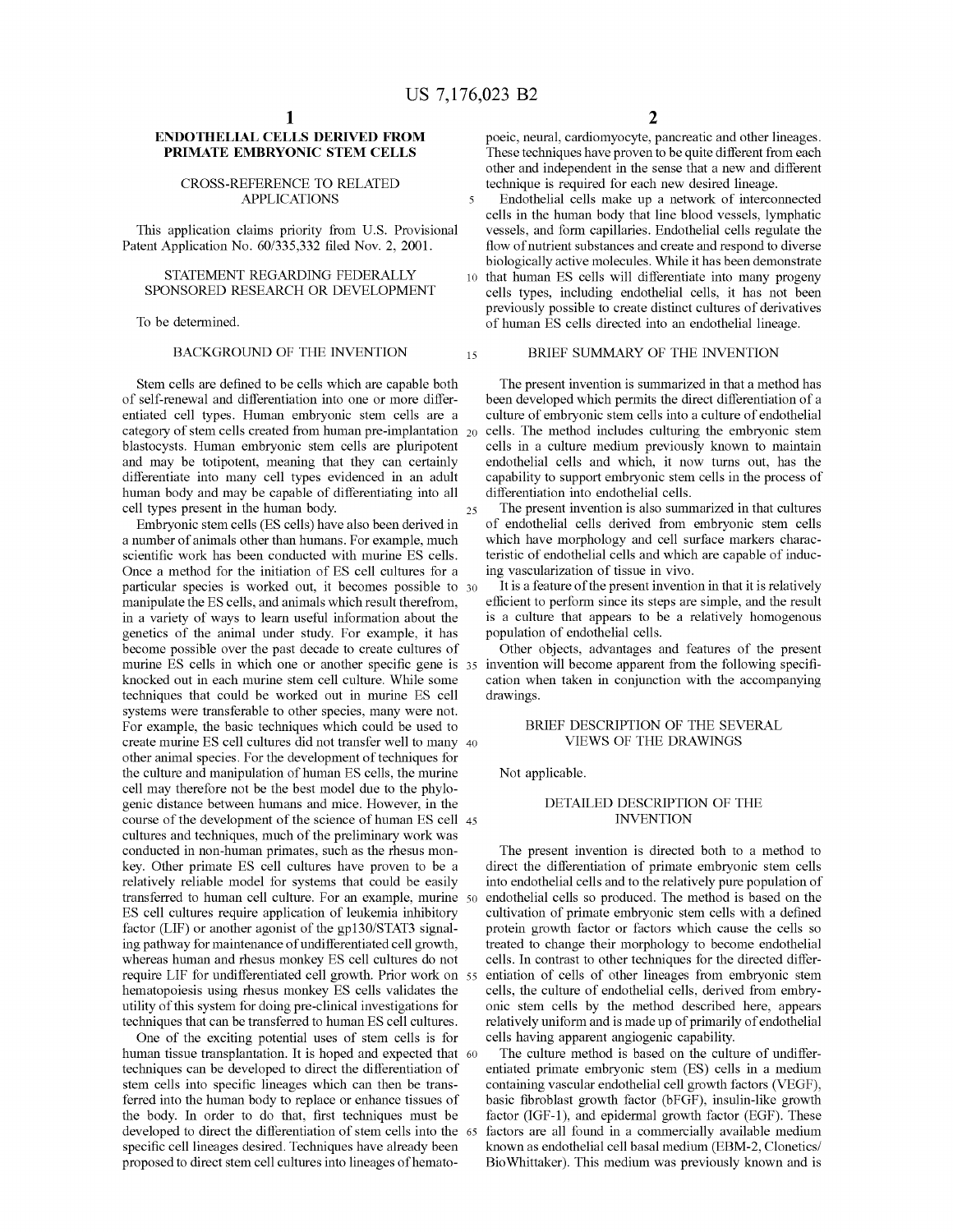# ENDOTHELIAL CELLS DERIVED FROM PRIMATE EMBRYONIC STEM CELLS

## CROSS-REFERENCE TO RELATED APPLICATIONS

This application claims priority from U.S. Provisional Patent Application No. 60/335,332 filed Nov. 2, 2001.

## STATEMENT REGARDING FEDERALLY SPONSORED RESEARCH OR DEVELOPMENT

To be determined.

## BACKGROUND OF THE INVENTION

Stem cells are defined to be cells which are capable both of self-renewal and differentiation into one or more differentiated cell types. Human embryonic stem cells are a category of stem cells created from human pre-implantation blastocysts. Human embryonic stem cells are pluripotent and may be totipotent, meaning that they can certainly differentiate into many cell types evidenced in an adult human body and may be capable of differentiating into all cell types present in the human body.

Embryonic stem cells (ES cells) have also been derived in a number of animals other than humans. For example, much scientific work has been conducted with murine ES cells. Once a method for the initiation of ES cell cultures for a particular species is worked out, it becomes possible to manipulate the ES cells, and animals which result therefrom, in a variety of ways to learn useful information about the genetics of the animal under study. For example, it has become possible over the past decade to create cultures of murine ES cells in which one or another specific gene is knocked out in each murine stem cell culture. While some techniques that could be worked out in murine ES cell systems were transferable to other species, many were not. For example, the basic techniques which could be used to create murine ES cell cultures did not transfer well to many other animal species. For the development of techniques for the culture and manipulation of human ES cells, the murine cell may therefore not be the best model due to the phylogenic distance between humans and mice. However, in the course of the development of the science of human ES cell cultures and techniques, much of the preliminary work was conducted in non-human primates, such as the rhesus monkey. Other primate ES cell cultures have proven to be a relatively reliable model for systems that could be easily transferred to human cell culture. For an example, murine ES cell cultures require application of leukemia inhibitory factor (LIF) or another agonist of the gp130/STAT3 signaling pathway for maintenance of undifferentiated cell growth, whereas human and rhesus monkey ES cell cultures do not require LIF for undifferentiated cell growth. Prior work on hematopoiesis using rhesus monkey ES cells validates the utility of this system for doing pre-clinical investigations for techniques that can be transferred to human ES cell cultures.

One of the exciting potential uses of stem cells is for human tissue transplantation. It is hoped and expected that techniques can be developed to direct the differentiation of stem cells into specific lineages which can then be transferred into the human body to replace or enhance tissues of the body. In order to do that, first techniques must be developed to direct the differentiation of stem cells into the specific cell lineages desired. Techniques have already been proposed to direct stem cell cultures into lineages of hematopoeic, neural, cardiomyocyte, pancreatic and other lineages. These techniques have proven to be quite different from each other and independent in the sense that a new and different technique is required for each new desired lineage.

Endothelial cells make up a network of interconnected cells in the human body that line blood vessels, lymphatic vessels, and form capillaries. Endothelial cells regulate the flow of nutrient substances and create and respond to diverse biologically active molecules. While it has been demonstrate that human ES cells will differentiate into many progeny cells types, including endothelial cells, it has not been previously possible to create distinct cultures of derivatives of human ES cells directed into an endothelial lineage.

## BRIEF SUMMARY OF THE INVENTION

The present invention is summarized in that a method has been developed which permits the direct differentiation of a culture of embryonic stem cells into a culture of endothelial cells. The method includes culturing the embryonic stem cells in a culture medium previously known to maintain endothelial cells and which, it now turns out, has the capability to support embryonic stem cells in the process of differentiation into endothelial cells.

The present invention is also summarized in that cultures of endothelial cells derived from embryonic stem cells which have morphology and cell surface markers characteristic of endothelial cells and which are capable of inducing vascularization of tissue in vivo.

It is a feature of the present invention in that it is relatively efficient to perform since its steps are simple, and the result is a culture that appears to be a relatively homogenous population of endothelial cells.

Other objects, advantages and features of the present invention will become apparent from the following specification when taken in conjunction with the accompanying drawings.

## BRIEF DESCRIPTION OF THE SEVERAL VIEWS OF THE DRAWINGS

Not applicable.

## DETAILED DESCRIPTION OF THE INVENTION

The present invention is directed both to a method to direct the differentiation of primate embryonic stem cells into endothelial cells and to the relatively pure population of endothelial cells so produced. The method is based on the cultivation of primate embryonic stem cells with a defined protein growth factor or factors which cause the cells so treated to change their morphology to become endothelial cells. In contrast to other techniques for the directed differentiation of cells of other lineages from embryonic stem cells, the culture of endothelial cells, derived from embryonic stem cells by the method described here, appears relatively uniform and is made up of primarily of endothelial cells having apparent angiogenic capability.

The culture method is based on the culture of undifferentiated primate embryonic stem (ES) cells in a medium containing vascular endothelial cell growth factors (VEGF), basic fibroblast growth factor (bFGF), insulin-like growth factor (IGF-1), and epidermal growth factor (EGF). These factors are all found in a commercially available medium known as endothelial cell basal medium (EBM-2, Clonetics/BioWhittaker). This medium was previously known and is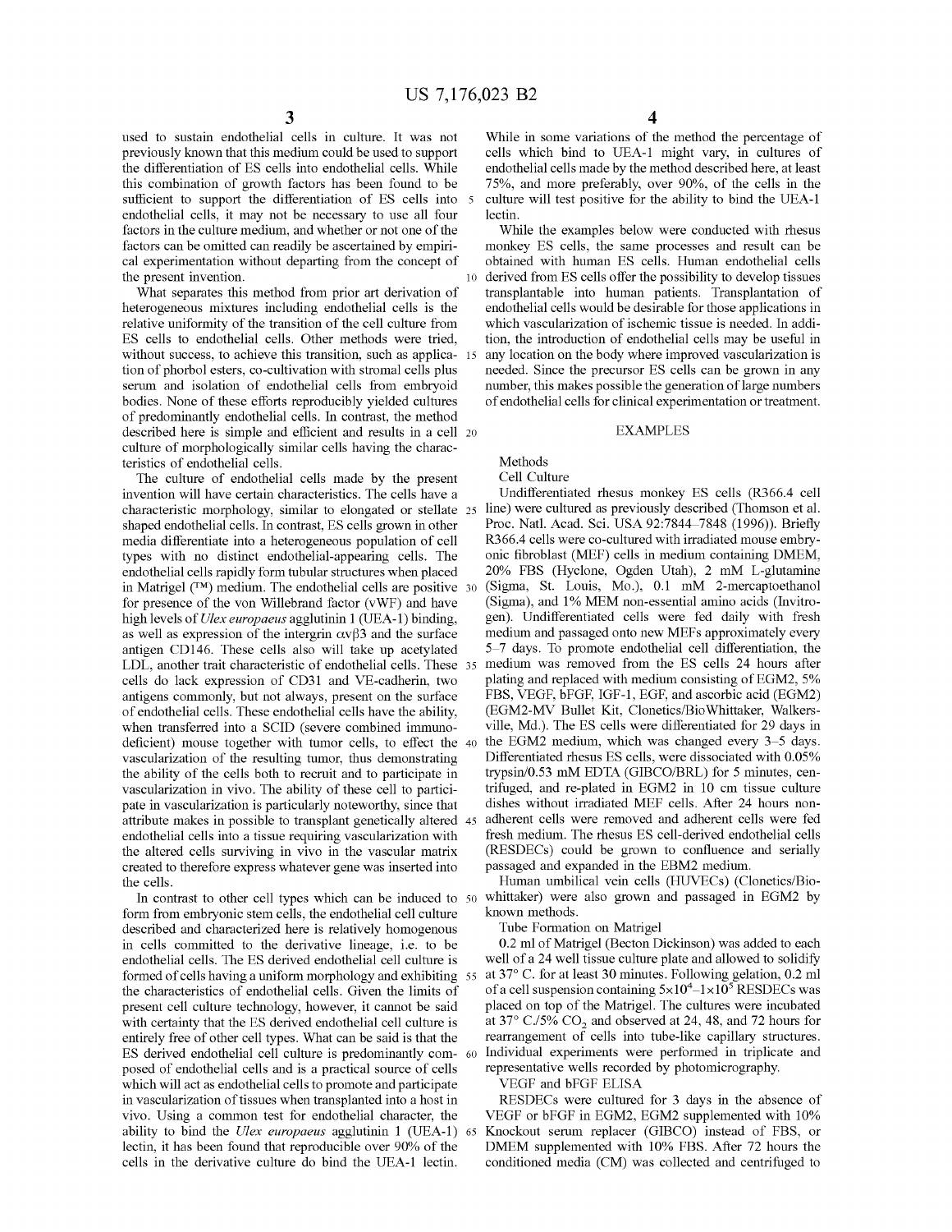used to sustain endothelial cells in culture. It was not previously known that this medium could be used to support the differentiation of ES cells into endothelial cells. While this combination of growth factors has been found to be sufficient to support the differentiation of ES cells into endothelial cells, it may not be necessary to use all four factors in the culture medium, and whether or not one of the factors can be omitted can readily be ascertained by empirical experimentation without departing from the concept of the present invention.

What separates this method from prior art derivation of heterogeneous mixtures including endothelial cells is the relative uniformity of the transition of the cell culture from ES cells to endothelial cells. Other methods were tried, without success, to achieve this transition, such as application of phorbol esters, co-cultivation with stromal cells plus serum and isolation of endothelial cells from embryoid bodies. None of these efforts reproducibly yielded cultures of predominantly endothelial cells. In contrast, the method described here is simple and efficient and results in a cell culture of morphologically similar cells having the characteristics of endothelial cells.

The culture of endothelial cells made by the present invention will have certain characteristics. The cells have a characteristic morphology, similar to elongated or stellate shaped endothelial cells. In contrast, ES cells grown in other media differentiate into a heterogeneous population of cell types with no distinct endothelial-appearing cells. The endothelial cells rapidly form tubular structures when placed in Matrigel (™) medium. The endothelial cells are positive for presence of the von Willebrand factor (vWF) and have high levels of *Ulex europaeus* agglutinin 1 (UEA-1) binding, as well as expression of the intergrin $\alpha v\beta 3$ and the surface antigen CD146. These cells also will take up acetylated LDL, another trait characteristic of endothelial cells. These cells do lack expression of CD31 and VE-cadherin, two antigens commonly, but not always, present on the surface of endothelial cells. These endothelial cells have the ability, when transferred into a SCID (severe combined immunodeficient) mouse together with tumor cells, to effect the vascularization of the resulting tumor, thus demonstrating the ability of the cells both to recruit and to participate in vascularization in vivo. The ability of these cell to participate in vascularization is particularly noteworthy, since that attribute makes in possible to transplant genetically altered endothelial cells into a tissue requiring vascularization with the altered cells surviving in vivo in the vascular matrix created to therefore express whatever gene was inserted into the cells.

In contrast to other cell types which can be induced to form from embryonic stem cells, the endothelial cell culture described and characterized here is relatively homogenous in cells committed to the derivative lineage, i.e. to be endothelial cells. The ES derived endothelial cell culture is formed of cells having a uniform morphology and exhibiting the characteristics of endothelial cells. Given the limits of present cell culture technology, however, it cannot be said with certainty that the ES derived endothelial cell culture is entirely free of other cell types. What can be said is that the ES derived endothelial cell culture is predominantly composed of endothelial cells and is a practical source of cells which will act as endothelial cells to promote and participate in vascularization of tissues when transplanted into a host in vivo. Using a common test for endothelial character, the ability to bind the *Ulex europaeus* agglutinin 1 (UEA-1) lectin, it has been found that reproducible over 90% of the cells in the derivative culture do bind the UEA-1 lectin.

While in some variations of the method the percentage of cells which bind to UEA-1 might vary, in cultures of endothelial cells made by the method described here, at least 75%, and more preferably, over 90%, of the cells in the culture will test positive for the ability to bind the UEA-1 lectin.

While the examples below were conducted with rhesus monkey ES cells, the same processes and result can be obtained with human ES cells. Human endothelial cells derived from ES cells offer the possibility to develop tissues transplantable into human patients. Transplantation of endothelial cells would be desirable for those applications in which vascularization of ischemic tissue is needed. In addition, the introduction of endothelial cells may be useful in any location on the body where improved vascularization is needed. Since the precursor ES cells can be grown in any number, this makes possible the generation of large numbers of endothelial cells for clinical experimentation or treatment.

## EXAMPLES

### Methods

#### Cell Culture

Undifferentiated rhesus monkey ES cells (R366.4 cell line) were cultured as previously described (Thomson et al. Proc. Natl. Acad. Sci. USA 92:7844–7848 (1996)). Briefly R366.4 cells were co-cultured with irradiated mouse embryonic fibroblast (MEF) cells in medium containing DMEM, 20% FBS (Hyclone, Ogden Utah), 2 mM L-glutamine (Sigma, St. Louis, Mo.), 0.1 mM 2-mercaptoethanol (Sigma), and 1% MEM non-essential amino acids (Invitrogen). Undifferentiated cells were fed daily with fresh medium and passaged onto new MEFs approximately every 5–7 days. To promote endothelial cell differentiation, the medium was removed from the ES cells 24 hours after plating and replaced with medium consisting of EGM2, 5% FBS, VEGF, bFGF, IGF-1, EGF, and ascorbic acid (EGM2) (EGM2-MV Bullet Kit, Clonetics/BioWhittaker, Walkersville, Md.). The ES cells were differentiated for 29 days in the EGM2 medium, which was changed every 3–5 days. Differentiated rhesus ES cells, were dissociated with 0.05% trypsin/0.53 mM EDTA (GIBCO/BRL) for 5 minutes, centrifuged, and re-plated in EGM2 in 10 cm tissue culture dishes without irradiated MEF cells. After 24 hours non-adherent cells were removed and adherent cells were fed fresh medium. The rhesus ES cell-derived endothelial cells (RESDECs) could be grown to confluence and serially passaged and expanded in the EBM2 medium.

Human umbilical vein cells (HUVECs) (Clonetics/Biowhittaker) were also grown and passaged in EGM2 by known methods.

#### Tube Formation on Matrigel

0.2 ml of Matrigel (Becton Dickinson) was added to each well of a 24 well tissue culture plate and allowed to solidify at 37° C. for at least 30 minutes. Following gelation, 0.2 ml of a cell suspension containing $5\times10^4$–$1\times10^5$ RESDECs was placed on top of the Matrigel. The cultures were incubated at 37° C./5% $CO_2$ and observed at 24, 48, and 72 hours for rearrangement of cells into tube-like capillary structures. Individual experiments were performed in triplicate and representative wells recorded by photomicrography.

#### VEGF and bFGF ELISA

RESDECs were cultured for 3 days in the absence of VEGF or bFGF in EGM2, EGM2 supplemented with 10% Knockout serum replacer (GIBCO) instead of FBS, or DMEM supplemented with 10% FBS. After 72 hours the conditioned media (CM) was collected and centrifuged to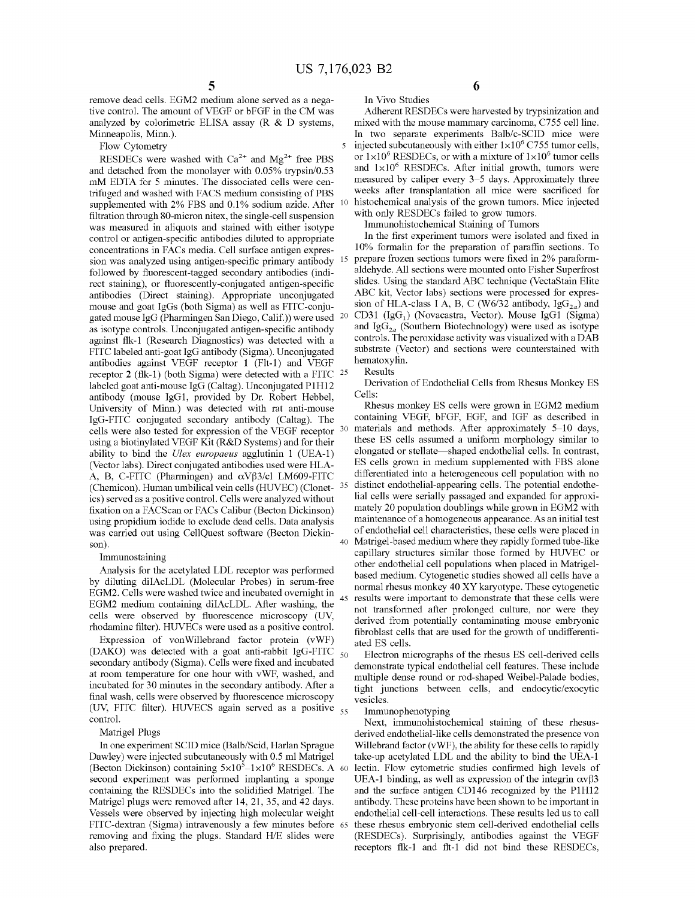remove dead cells. EGM2 medium alone served as a negative control. The amount of VEGF or bFGF in the CM was analyzed by colorimetric ELISA assay (R & D systems, Minneapolis, Minn.).

Flow Cytometry

RESDECs were washed with $Ca^{2+}$ and $Mg^{2+}$ free PBS and detached from the monolayer with 0.05% trypsin/0.53 mM EDTA for 5 minutes. The dissociated cells were centrifuged and washed with FACS medium consisting of PBS supplemented with 2% FBS and 0.1% sodium azide. After filtration through 80-micron nitex, the single-cell suspension was measured in aliquots and stained with either isotype control or antigen-specific antibodies diluted to appropriate concentrations in FACs media. Cell surface antigen expression was analyzed using antigen-specific primary antibody followed by fluorescent-tagged secondary antibodies (indirect staining), or fluorescently-conjugated antigen-specific antibodies (Direct staining). Appropriate unconjugated mouse and goat IgGs (both Sigma) as well as FITC-conjugated mouse IgG (Pharmingen San Diego, Calif.)) were used as isotype controls. Unconjugated antigen-specific antibody against flk-1 (Research Diagnostics) was detected with a FITC labeled anti-goat IgG antibody (Sigma). Unconjugated antibodies against VEGF receptor 1 (Flt-1) and VEGF receptor 2 (flk-1) (both Sigma) were detected with a FITC labeled goat anti-mouse IgG (Caltag). Unconjugated P1H12 antibody (mouse IgG1, provided by Dr. Robert Hebbel, University of Minn.) was detected with rat anti-mouse IgG-FITC conjugated secondary antibody (Caltag). The cells were also tested for expression of the VEGF receptor using a biotinylated VEGF Kit (R&D Systems) and for their ability to bind the *Ulex europaeus* agglutinin 1 (UEA-1) (Vector labs). Direct conjugated antibodies used were HLA-A, B, C-FITC (Pharmingen) and $\alpha V\beta 3$/cl LM609-FITC (Chemicon). Human umbilical vein cells (HUVEC) (Clonetics) served as a positive control. Cells were analyzed without fixation on a FACScan or FACs Calibur (Becton Dickinson) using propidium iodide to exclude dead cells. Data analysis was carried out using CellQuest software (Becton Dickinson).

Immunostaining

Analysis for the acetylated LDL receptor was performed by diluting diIAcLDL (Molecular Probes) in serum-free EGM2. Cells were washed twice and incubated overnight in EGM2 medium containing diIAcLDL. After washing, the cells were observed by fluorescence microscopy (UV, rhodamine filter). HUVECs were used as a positive control.

Expression of vonWillebrand factor protein (vWF) (DAKO) was detected with a goat anti-rabbit IgG-FITC secondary antibody (Sigma). Cells were fixed and incubated at room temperature for one hour with vWF, washed, and incubated for 30 minutes in the secondary antibody. After a final wash, cells were observed by fluorescence microscopy (UV, FITC filter). HUVECS again served as a positive control.

Matrigel Plugs

In one experiment SCID mice (Balb/Scid, Harlan Sprague Dawley) were injected subcutaneously with 0.5 ml Matrigel (Becton Dickinson) containing $5\times10^5$–$1\times10^6$ RESDECs. A second experiment was performed implanting a sponge containing the RESDECs into the solidified Matrigel. The Matrigel plugs were removed after 14, 21, 35, and 42 days. Vessels were observed by injecting high molecular weight FITC-dextran (Sigma) intravenously a few minutes before removing and fixing the plugs. Standard H/E slides were also prepared.

In Vivo Studies

Adherent RESDECs were harvested by trypsinization and mixed with the mouse mammary carcinoma, C755 cell line. In two separate experiments Balb/c-SCID mice were injected subcutaneously with either $1\times10^6$ C755 tumor cells, or $1\times10^6$ RESDECs, or with a mixture of $1\times10^6$ tumor cells and $1\times10^6$ RESDECs. After initial growth, tumors were measured by caliper every 3–5 days. Approximately three weeks after transplantation all mice were sacrificed for histochemical analysis of the grown tumors. Mice injected with only RESDECs failed to grow tumors.

Immunohistochemical Staining of Tumors

In the first experiment tumors were isolated and fixed in 10% formalin for the preparation of paraffin sections. To prepare frozen sections tumors were fixed in 2% paraformaldehyde. All sections were mounted onto Fisher Superfrost slides. Using the standard ABC technique (VectaStain Elite ABC kit, Vector labs) sections were processed for expression of HLA-class I A, B, C (W6/32 antibody, $IgG_{2a}$) and CD31 ($IgG_1$) (Novacastra, Vector). Mouse IgG1 (Sigma) and $IgG_{2a}$ (Southern Biotechnology) were used as isotype controls. The peroxidase activity was visualized with a DAB substrate (Vector) and sections were counterstained with hematoxylin.

Results

Derivation of Endothelial Cells from Rhesus Monkey ES Cells:

Rhesus monkey ES cells were grown in EGM2 medium containing VEGF, bFGF, EGF, and IGF as described in materials and methods. After approximately 5–10 days, these ES cells assumed a uniform morphology similar to elongated or stellate—shaped endothelial cells. In contrast, ES cells grown in medium supplemented with FBS alone differentiated into a heterogeneous cell population with no distinct endothelial-appearing cells. The potential endothelial cells were serially passaged and expanded for approximately 20 population doublings while grown in EGM2 with maintenance of a homogeneous appearance. As an initial test of endothelial cell characteristics, these cells were placed in Matrigel-based medium where they rapidly formed tube-like capillary structures similar those formed by HUVEC or other endothelial cell populations when placed in Matrigel-based medium. Cytogenetic studies showed all cells have a normal rhesus monkey 40 XY karyotype. These cytogenetic results were important to demonstrate that these cells were not transformed after prolonged culture, nor were they derived from potentially contaminating mouse embryonic fibroblast cells that are used for the growth of undifferentiated ES cells.

Electron micrographs of the rhesus ES cell-derived cells demonstrate typical endothelial cell features. These include multiple dense round or rod-shaped Weibel-Palade bodies, tight junctions between cells, and endocytic/exocytic vesicles.

Immunophenotyping

Next, immunohistochemical staining of these rhesus-derived endothelial-like cells demonstrated the presence von Willebrand factor (vWF), the ability for these cells to rapidly take-up acetylated LDL and the ability to bind the UEA-1 lectin. Flow cytometric studies confirmed high levels of UEA-1 binding, as well as expression of the integrin $\alpha v\beta 3$ and the surface antigen CD146 recognized by the P1H12 antibody. These proteins have been shown to be important in endothelial cell-cell interactions. These results led us to call these rhesus embryonic stem cell-derived endothelial cells (RESDECs). Surprisingly, antibodies against the VEGF receptors flk-1 and flt-1 did not bind these RESDECs,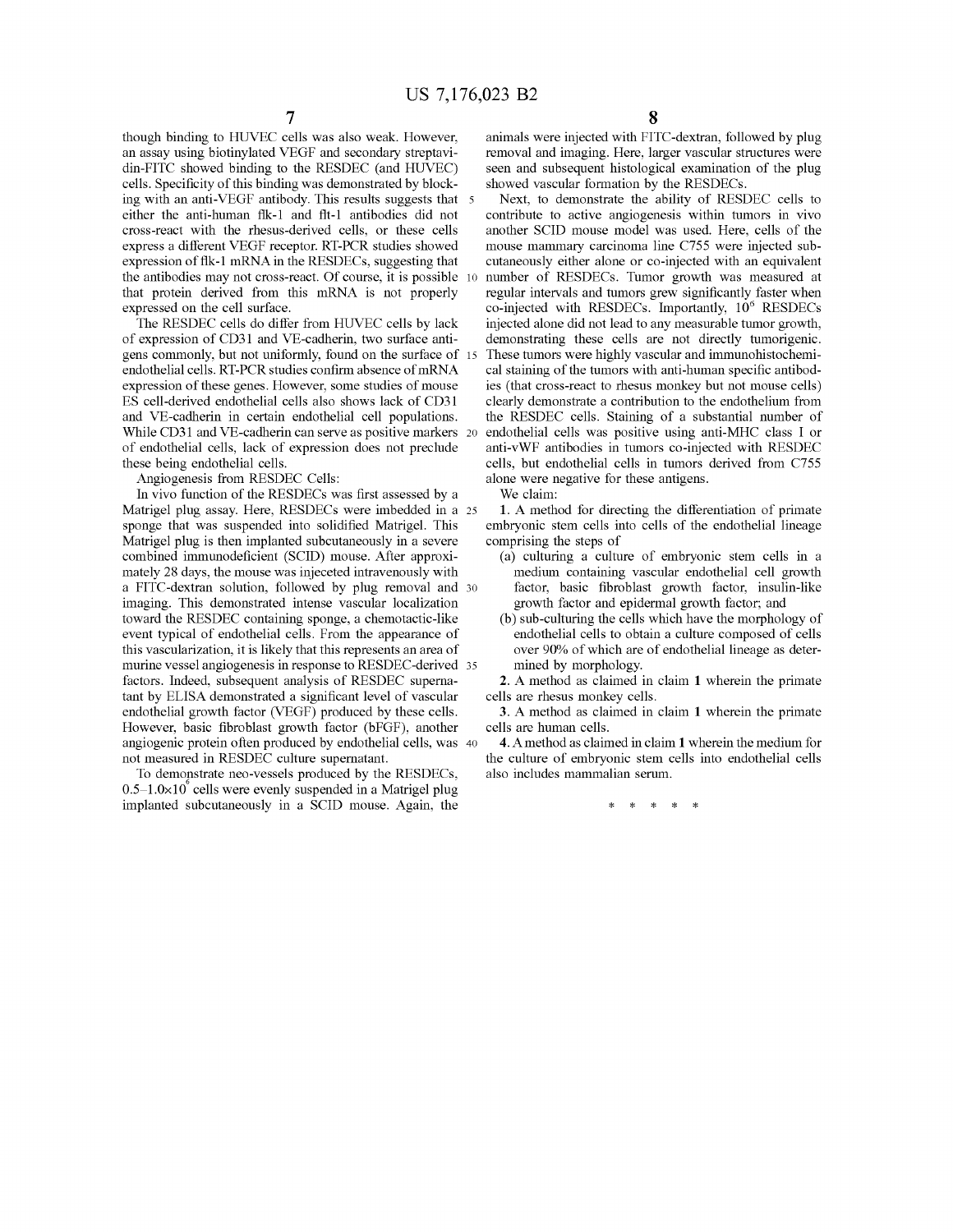though binding to HUVEC cells was also weak. However, an assay using biotinylated VEGF and secondary streptavidin-FITC showed binding to the RESDEC (and HUVEC) cells. Specificity of this binding was demonstrated by blocking with an anti-VEGF antibody. This results suggests that either the anti-human flk-1 and flt-1 antibodies did not cross-react with the rhesus-derived cells, or these cells express a different VEGF receptor. RT-PCR studies showed expression of flk-1 mRNA in the RESDECs, suggesting that the antibodies may not cross-react. Of course, it is possible that protein derived from this mRNA is not properly expressed on the cell surface.

The RESDEC cells do differ from HUVEC cells by lack of expression of CD31 and VE-cadherin, two surface antigens commonly, but not uniformly, found on the surface of endothelial cells. RT-PCR studies confirm absence of mRNA expression of these genes. However, some studies of mouse ES cell-derived endothelial cells also shows lack of CD31 and VE-cadherin in certain endothelial cell populations. While CD31 and VE-cadherin can serve as positive markers of endothelial cells, lack of expression does not preclude these being endothelial cells.

Angiogenesis from RESDEC Cells:

In vivo function of the RESDECs was first assessed by a Matrigel plug assay. Here, RESDECs were imbedded in a sponge that was suspended into solidified Matrigel. This Matrigel plug is then implanted subcutaneously in a severe combined immunodeficient (SCID) mouse. After approximately 28 days, the mouse was injeceted intravenously with a FITC-dextran solution, followed by plug removal and imaging. This demonstrated intense vascular localization toward the RESDEC containing sponge, a chemotactic-like event typical of endothelial cells. From the appearance of this vascularization, it is likely that this represents an area of murine vessel angiogenesis in response to RESDEC-derived factors. Indeed, subsequent analysis of RESDEC supernatant by ELISA demonstrated a significant level of vascular endothelial growth factor (VEGF) produced by these cells. However, basic fibroblast growth factor (bFGF), another angiogenic protein often produced by endothelial cells, was not measured in RESDEC culture supernatant.

To demonstrate neo-vessels produced by the RESDECs, $0.5–1.0\times10^6$ cells were evenly suspended in a Matrigel plug implanted subcutaneously in a SCID mouse. Again, the animals were injected with FITC-dextran, followed by plug removal and imaging. Here, larger vascular structures were seen and subsequent histological examination of the plug showed vascular formation by the RESDECs.

Next, to demonstrate the ability of RESDEC cells to contribute to active angiogenesis within tumors in vivo another SCID mouse model was used. Here, cells of the mouse mammary carcinoma line C755 were injected subcutaneously either alone or co-injected with an equivalent number of RESDECs. Tumor growth was measured at regular intervals and tumors grew significantly faster when co-injected with RESDECs. Importantly, $10^6$ RESDECs injected alone did not lead to any measurable tumor growth, demonstrating these cells are not directly tumorigenic. These tumors were highly vascular and immunohistochemical staining of the tumors with anti-human specific antibodies (that cross-react to rhesus monkey but not mouse cells) clearly demonstrate a contribution to the endothelium from the RESDEC cells. Staining of a substantial number of endothelial cells was positive using anti-MHC class I or anti-vWF antibodies in tumors co-injected with RESDEC cells, but endothelial cells in tumors derived from C755 alone were negative for these antigens.

We claim:

1. A method for directing the differentiation of primate embryonic stem cells into cells of the endothelial lineage comprising the steps of
   - (a) culturing a culture of embryonic stem cells in a medium containing vascular endothelial cell growth factor, basic fibroblast growth factor, insulin-like growth factor and epidermal growth factor; and
   - (b) sub-culturing the cells which have the morphology of endothelial cells to obtain a culture composed of cells over 90% of which are of endothelial lineage as determined by morphology.

2. A method as claimed in claim 1 wherein the primate cells are rhesus monkey cells.

3. A method as claimed in claim 1 wherein the primate cells are human cells.

4. A method as claimed in claim 1 wherein the medium for the culture of embryonic stem cells into endothelial cells also includes mammalian serum.

* * * * *